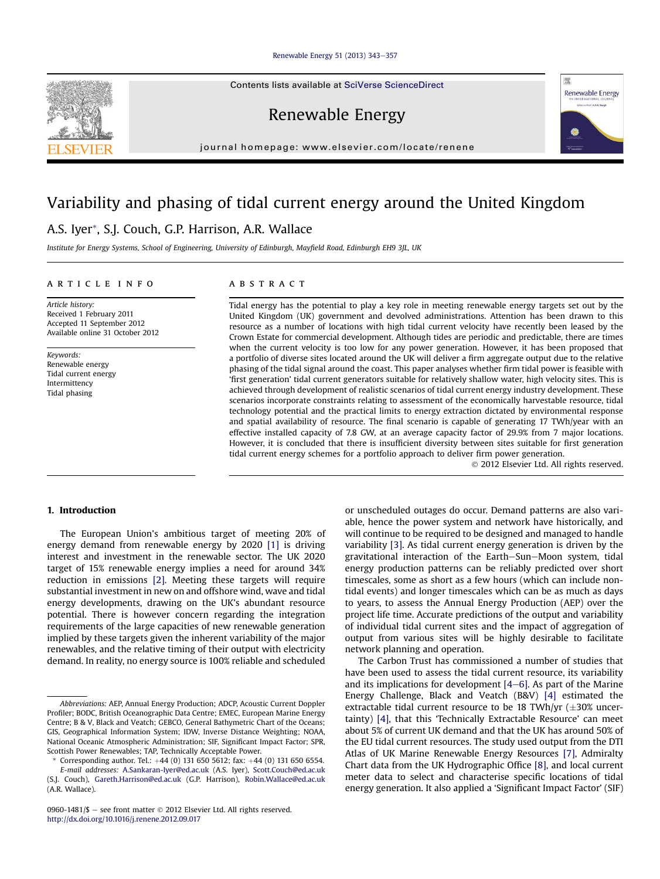# Variability and phasing of tidal current energy around the United Kingdom

A.S. Iyer*, S.J. Couch, G.P. Harrison, A.R. Wallace

*Institute for Energy Systems, School of Engineering, University of Edinburgh, Mayfield Road, Edinburgh EH9 3JL, UK*

**ARTICLE INFO**

*Article history:*
Received 1 February 2011
Accepted 11 September 2012
Available online 31 October 2012

*Keywords:*
Renewable energy
Tidal current energy
Intermittency
Tidal phasing

**ABSTRACT**

Tidal energy has the potential to play a key role in meeting renewable energy targets set out by the United Kingdom (UK) government and devolved administrations. Attention has been drawn to this resource as a number of locations with high tidal current velocity have recently been leased by the Crown Estate for commercial development. Although tides are periodic and predictable, there are times when the current velocity is too low for any power generation. However, it has been proposed that a portfolio of diverse sites located around the UK will deliver a firm aggregate output due to the relative phasing of the tidal signal around the coast. This paper analyses whether firm tidal power is feasible with 'first generation' tidal current generators suitable for relatively shallow water, high velocity sites. This is achieved through development of realistic scenarios of tidal current energy industry development. These scenarios incorporate constraints relating to assessment of the economically harvestable resource, tidal technology potential and the practical limits to energy extraction dictated by environmental response and spatial availability of resource. The final scenario is capable of generating 17 TWh/year with an effective installed capacity of 7.8 GW, at an average capacity factor of 29.9% from 7 major locations. However, it is concluded that there is insufficient diversity between sites suitable for first generation tidal current energy schemes for a portfolio approach to deliver firm power generation.

© 2012 Elsevier Ltd. All rights reserved.

## 1. Introduction

The European Union's ambitious target of meeting 20% of energy demand from renewable energy by 2020 [1] is driving interest and investment in the renewable sector. The UK 2020 target of 15% renewable energy implies a need for around 34% reduction in emissions [2]. Meeting these targets will require substantial investment in new on and offshore wind, wave and tidal energy developments, drawing on the UK's abundant resource potential. There is however concern regarding the integration requirements of the large capacities of new renewable generation implied by these targets given the inherent variability of the major renewables, and the relative timing of their output with electricity demand. In reality, no energy source is 100% reliable and scheduled or unscheduled outages do occur. Demand patterns are also variable, hence the power system and network have historically, and will continue to be required to be designed and managed to handle variability [3]. As tidal current energy generation is driven by the gravitational interaction of the Earth–Sun–Moon system, tidal energy production patterns can be reliably predicted over short timescales, some as short as a few hours (which can include non-tidal events) and longer timescales which can be as much as days to years, to assess the Annual Energy Production (AEP) over the project life time. Accurate predictions of the output and variability of individual tidal current sites and the impact of aggregation of output from various sites will be highly desirable to facilitate network planning and operation.

The Carbon Trust has commissioned a number of studies that have been used to assess the tidal current resource, its variability and its implications for development [4–6]. As part of the Marine Energy Challenge, Black and Veatch (B&V) [4] estimated the extractable tidal current resource to be 18 TWh/yr (±30% uncertainty) [4], that this 'Technically Extractable Resource' can meet about 5% of current UK demand and that the UK has around 50% of the EU tidal current resources. The study used output from the DTI Atlas of UK Marine Renewable Energy Resources [7], Admiralty Chart data from the UK Hydrographic Office [8], and local current meter data to select and characterise specific locations of tidal energy generation. It also applied a 'Significant Impact Factor' (SIF)

---

*Abbreviations:* AEP, Annual Energy Production; ADCP, Acoustic Current Doppler Profiler; BODC, British Oceanographic Data Centre; B & V, Black and Veatch; EMEC, European Marine Energy Centre; GEBCO, General Bathymetric Chart of the Oceans; GIS, Geographical Information System; IDW, Inverse Distance Weighting; NOAA, National Oceanic Atmospheric Administration; SIF, Significant Impact Factor; SPR, Scottish Power Renewables; TAP, Technically Acceptable Power.

* Corresponding author. Tel.: +44 (0) 131 650 5612; fax: +44 (0) 131 650 6554.
*E-mail addresses:* A.Sankaran-Iyer@ed.ac.uk (A.S. Iyer), Scott.Couch@ed.ac.uk (S.J. Couch), Gareth.Harrison@ed.ac.uk (G.P. Harrison), Robin.Wallace@ed.ac.uk (A.R. Wallace).

0960-1481/$ – see front matter © 2012 Elsevier Ltd. All rights reserved.
http://dx.doi.org/10.1016/j.renene.2012.09.017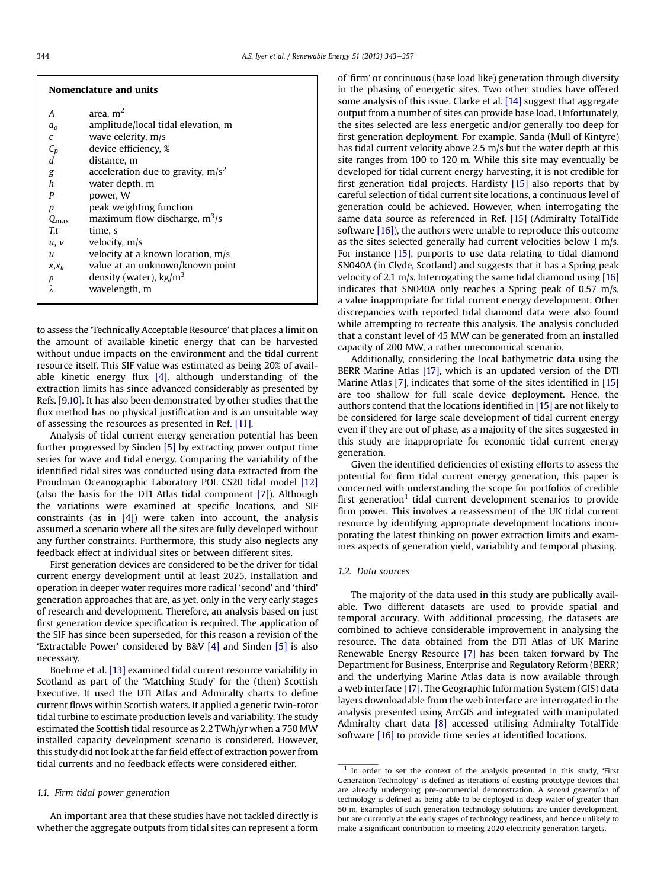## Nomenclature and units

| | |
|---|---|
| $A$ | area, m$^2$ |
| $a_o$ | amplitude/local tidal elevation, m |
| $c$ | wave celerity, m/s |
| $C_p$ | device efficiency, % |
| $d$ | distance, m |
| $g$ | acceleration due to gravity, m/s$^2$ |
| $h$ | water depth, m |
| $P$ | power, W |
| $p$ | peak weighting function |
| $Q_{max}$ | maximum flow discharge, m$^3$/s |
| $T,t$ | time, s |
| $u$, $v$ | velocity, m/s |
| $u$ | velocity at a known location, m/s |
| $x,x_k$ | value at an unknown/known point |
| $\rho$ | density (water), kg/m$^3$ |
| $\lambda$ | wavelength, m |

to assess the 'Technically Acceptable Resource' that places a limit on the amount of available kinetic energy that can be harvested without undue impacts on the environment and the tidal current resource itself. This SIF value was estimated as being 20% of available kinetic energy flux [4], although understanding of the extraction limits has since advanced considerably as presented by Refs. [9,10]. It has also been demonstrated by other studies that the flux method has no physical justification and is an unsuitable way of assessing the resources as presented in Ref. [11].

Analysis of tidal current energy generation potential has been further progressed by Sinden [5] by extracting power output time series for wave and tidal energy. Comparing the variability of the identified tidal sites was conducted using data extracted from the Proudman Oceanographic Laboratory POL CS20 tidal model [12] (also the basis for the DTI Atlas tidal component [7]). Although the variations were examined at specific locations, and SIF constraints (as in [4]) were taken into account, the analysis assumed a scenario where all the sites are fully developed without any further constraints. Furthermore, this study also neglects any feedback effect at individual sites or between different sites.

First generation devices are considered to be the driver for tidal current energy development until at least 2025. Installation and operation in deeper water requires more radical 'second' and 'third' generation approaches that are, as yet, only in the very early stages of research and development. Therefore, an analysis based on just first generation device specification is required. The application of the SIF has since been superseded, for this reason a revision of the 'Extractable Power' considered by B&V [4] and Sinden [5] is also necessary.

Boehme et al. [13] examined tidal current resource variability in Scotland as part of the 'Matching Study' for the (then) Scottish Executive. It used the DTI Atlas and Admiralty charts to define current flows within Scottish waters. It applied a generic twin-rotor tidal turbine to estimate production levels and variability. The study estimated the Scottish tidal resource as 2.2 TWh/yr when a 750 MW installed capacity development scenario is considered. However, this study did not look at the far field effect of extraction power from tidal currents and no feedback effects were considered either.

### 1.1. Firm tidal power generation

An important area that these studies have not tackled directly is whether the aggregate outputs from tidal sites can represent a form of 'firm' or continuous (base load like) generation through diversity in the phasing of energetic sites. Two other studies have offered some analysis of this issue. Clarke et al. [14] suggest that aggregate output from a number of sites can provide base load. Unfortunately, the sites selected are less energetic and/or generally too deep for first generation deployment. For example, Sanda (Mull of Kintyre) has tidal current velocity above 2.5 m/s but the water depth at this site ranges from 100 to 120 m. While this site may eventually be developed for tidal current energy harvesting, it is not credible for first generation tidal projects. Hardisty [15] also reports that by careful selection of tidal current site locations, a continuous level of generation could be achieved. However, when interrogating the same data source as referenced in Ref. [15] (Admiralty TotalTide software [16]), the authors were unable to reproduce this outcome as the sites selected generally had current velocities below 1 m/s. For instance [15], purports to use data relating to tidal diamond SN040A (in Clyde, Scotland) and suggests that it has a Spring peak velocity of 2.1 m/s. Interrogating the same tidal diamond using [16] indicates that SN040A only reaches a Spring peak of 0.57 m/s, a value inappropriate for tidal current energy development. Other discrepancies with reported tidal diamond data were also found while attempting to recreate this analysis. The analysis concluded that a constant level of 45 MW can be generated from an installed capacity of 200 MW, a rather uneconomical scenario.

Additionally, considering the local bathymetric data using the BERR Marine Atlas [17], which is an updated version of the DTI Marine Atlas [7], indicates that some of the sites identified in [15] are too shallow for full scale device deployment. Hence, the authors contend that the locations identified in [15] are not likely to be considered for large scale development of tidal current energy even if they are out of phase, as a majority of the sites suggested in this study are inappropriate for economic tidal current energy generation.

Given the identified deficiencies of existing efforts to assess the potential for firm tidal current energy generation, this paper is concerned with understanding the scope for portfolios of credible first generation[1] tidal current development scenarios to provide firm power. This involves a reassessment of the UK tidal current resource by identifying appropriate development locations incorporating the latest thinking on power extraction limits and examines aspects of generation yield, variability and temporal phasing.

### 1.2. Data sources

The majority of the data used in this study are publically available. Two different datasets are used to provide spatial and temporal accuracy. With additional processing, the datasets are combined to achieve considerable improvement in analysing the resource. The data obtained from the DTI Atlas of UK Marine Renewable Energy Resource [7] has been taken forward by The Department for Business, Enterprise and Regulatory Reform (BERR) and the underlying Marine Atlas data is now available through a web interface [17]. The Geographic Information System (GIS) data layers downloadable from the web interface are interrogated in the analysis presented using ArcGIS and integrated with manipulated Admiralty chart data [8] accessed utilising Admiralty TotalTide software [16] to provide time series at identified locations.

[1] In order to set the context of the analysis presented in this study, 'First Generation Technology' is defined as iterations of existing prototype devices that are already undergoing pre-commercial demonstration. A *second generation* of technology is defined as being able to be deployed in deep water of greater than 50 m. Examples of such generation technology solutions are under development, but are currently at the early stages of technology readiness, and hence unlikely to make a significant contribution to meeting 2020 electricity generation targets.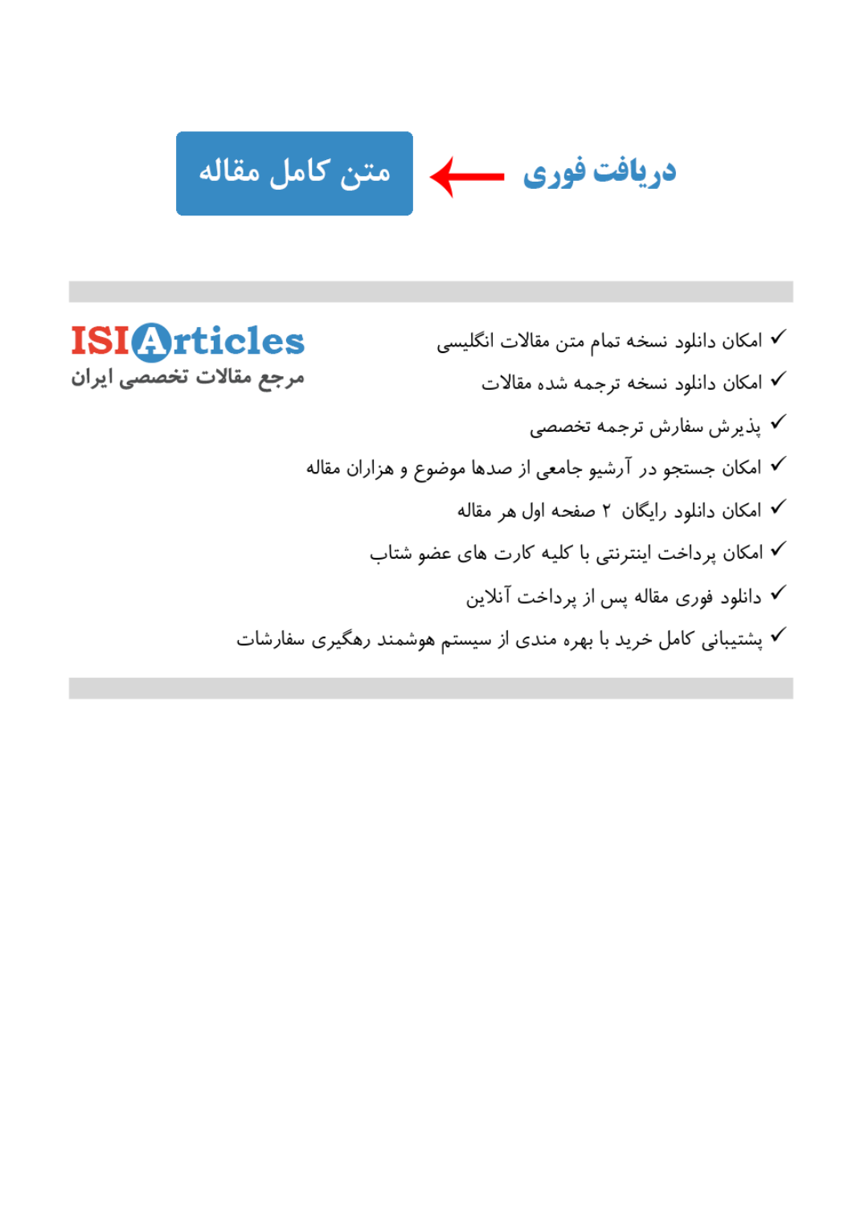دریافت فوری ← متن کامل مقاله

**ISIArticles**
مرجع مقالات تخصصی ایران

- ✓ امکان دانلود نسخه تمام متن مقالات انگلیسی
- ✓ امکان دانلود نسخه ترجمه شده مقالات
- ✓ پذیرش سفارش ترجمه تخصصی
- ✓ امکان جستجو در آرشیو جامعی از صدها موضوع و هزاران مقاله
- ✓ امکان دانلود رایگان ۲ صفحه اول هر مقاله
- ✓ امکان پرداخت اینترنتی با کلیه کارت های عضو شتاب
- ✓ دانلود فوری مقاله پس از پرداخت آنلاین
- ✓ پشتیبانی کامل خرید با بهره مندی از سیستم هوشمند رهگیری سفارشات